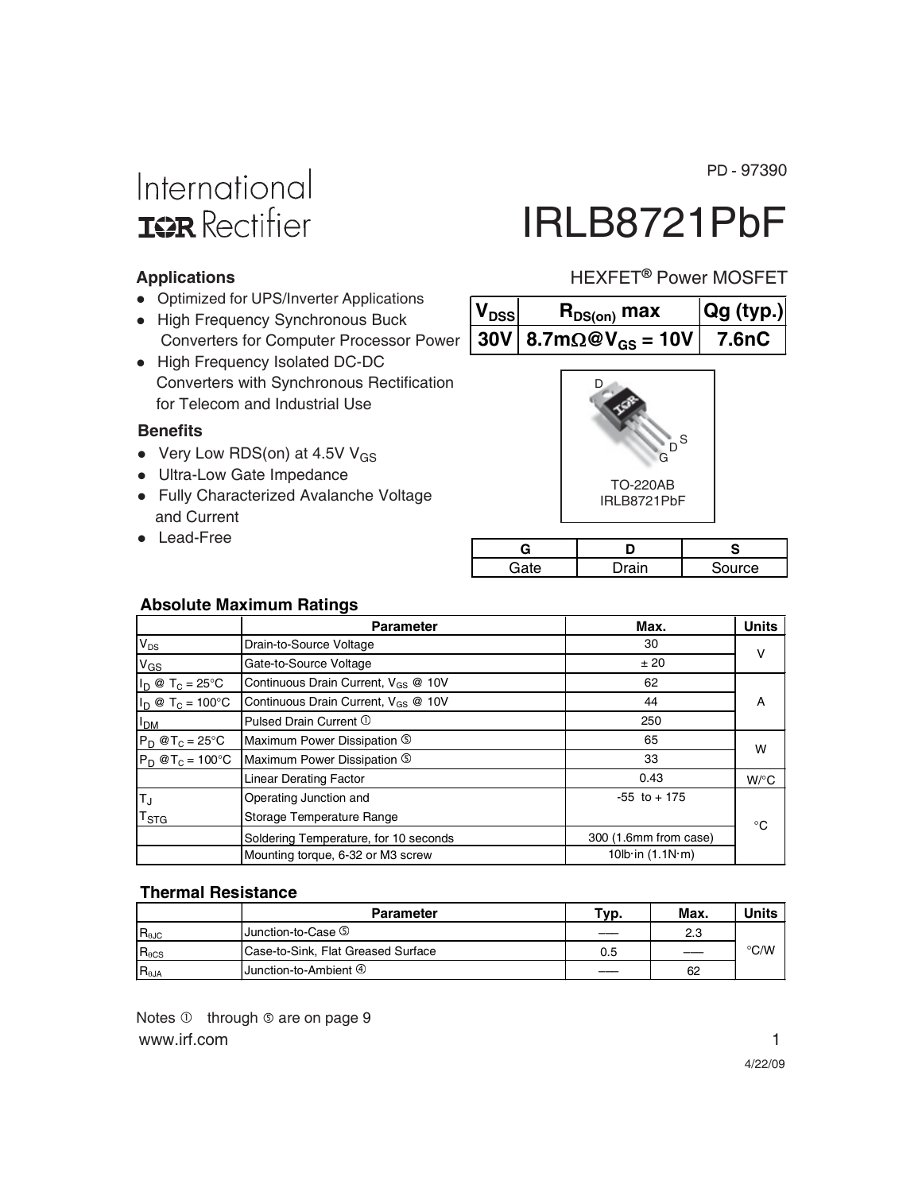PD - 97390

International
IOR Rectifier

# IRLB8721PbF

HEXFET® Power MOSFET

## Applications

- Optimized for UPS/Inverter Applications
- High Frequency Synchronous Buck Converters for Computer Processor Power
- High Frequency Isolated DC-DC Converters with Synchronous Rectification for Telecom and Industrial Use

## Benefits

- Very Low RDS(on) at 4.5V $V_{GS}$
- Ultra-Low Gate Impedance
- Fully Characterized Avalanche Voltage and Current
- Lead-Free

| $V_{DSS}$ | $R_{DS(on)}$ max | Qg (typ.) |
|---|---|---|
| 30V | 8.7mΩ@$V_{GS}$ = 10V | 7.6nC |

TO-220AB
IRLB8721PbF

| G | D | S |
|---|---|---|
| Gate | Drain | Source |

## Absolute Maximum Ratings

| | Parameter | Max. | Units |
|---|---|---|---|
| $V_{DS}$ | Drain-to-Source Voltage | 30 | V |
| $V_{GS}$ | Gate-to-Source Voltage | ± 20 | |
| $I_D$ @ $T_C$ = 25°C | Continuous Drain Current, $V_{GS}$ @ 10V | 62 | A |
| $I_D$ @ $T_C$ = 100°C | Continuous Drain Current, $V_{GS}$ @ 10V | 44 | |
| $I_{DM}$ | Pulsed Drain Current ① | 250 | |
| $P_D$ @$T_C$ = 25°C | Maximum Power Dissipation ⑤ | 65 | W |
| $P_D$ @$T_C$ = 100°C | Maximum Power Dissipation ⑤ | 33 | |
| | Linear Derating Factor | 0.43 | W/°C |
| $T_J$ <br> $T_{STG}$ | Operating Junction and <br> Storage Temperature Range | -55 to + 175 | °C |
| | Soldering Temperature, for 10 seconds | 300 (1.6mm from case) | |
| | Mounting torque, 6-32 or M3 screw | 10lb·in (1.1N·m) | |

## Thermal Resistance

| | Parameter | Typ. | Max. | Units |
|---|---|---|---|---|
| $R_{\theta JC}$ | Junction-to-Case ⑤ | ––– | 2.3 | °C/W |
| $R_{\theta CS}$ | Case-to-Sink, Flat Greased Surface | 0.5 | ––– | |
| $R_{\theta JA}$ | Junction-to-Ambient ④ | ––– | 62 | |

Notes ① through ⑤ are on page 9

www.irf.com

4/22/09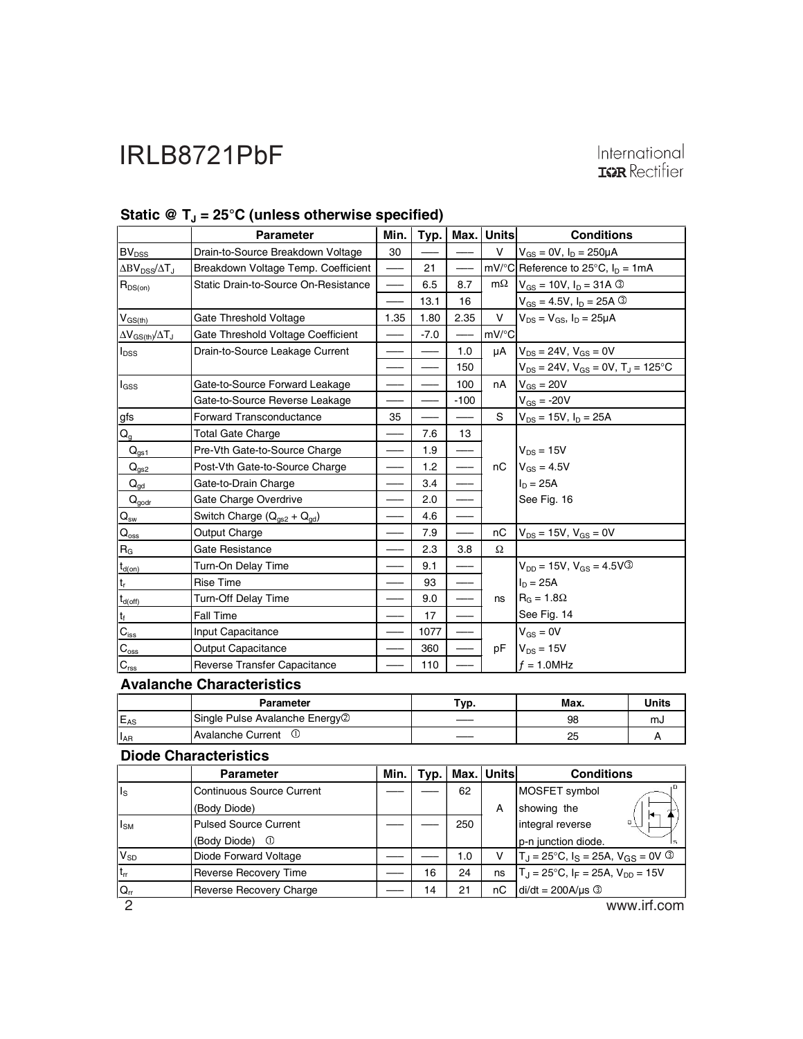### Static @ $T_J$ = 25°C (unless otherwise specified)

| | Parameter | Min. | Typ. | Max. | Units | Conditions |
|---|---|---|---|---|---|---|
| $BV_{DSS}$ | Drain-to-Source Breakdown Voltage | 30 | —— | —— | V | $V_{GS}$ = 0V, $I_D$ = 250μA |
| $\Delta BV_{DSS}/\Delta T_J$ | Breakdown Voltage Temp. Coefficient | —— | 21 | —— | mV/°C | Reference to 25°C, $I_D$ = 1mA |
| $R_{DS(on)}$ | Static Drain-to-Source On-Resistance | —— | 6.5 | 8.7 | mΩ | $V_{GS}$ = 10V, $I_D$ = 31A ③ |
| | | —— | 13.1 | 16 | | $V_{GS}$ = 4.5V, $I_D$ = 25A ③ |
| $V_{GS(th)}$ | Gate Threshold Voltage | 1.35 | 1.80 | 2.35 | V | $V_{DS} = V_{GS}$, $I_D$ = 25μA |
| $\Delta V_{GS(th)}/\Delta T_J$ | Gate Threshold Voltage Coefficient | —— | -7.0 | —— | mV/°C | |
| $I_{DSS}$ | Drain-to-Source Leakage Current | —— | —— | 1.0 | μA | $V_{DS}$ = 24V, $V_{GS}$ = 0V |
| | | —— | —— | 150 | | $V_{DS}$ = 24V, $V_{GS}$ = 0V, $T_J$ = 125°C |
| $I_{GSS}$ | Gate-to-Source Forward Leakage | —— | —— | 100 | nA | $V_{GS}$ = 20V |
| | Gate-to-Source Reverse Leakage | —— | —— | -100 | | $V_{GS}$ = -20V |
| gfs | Forward Transconductance | 35 | —— | —— | S | $V_{DS}$ = 15V, $I_D$ = 25A |
| $Q_g$ | Total Gate Charge | —— | 7.6 | 13 | nC | |
| $Q_{gs1}$ | Pre-Vth Gate-to-Source Charge | —— | 1.9 | —— | | $V_{DS}$ = 15V |
| $Q_{gs2}$ | Post-Vth Gate-to-Source Charge | —— | 1.2 | —— | | $V_{GS}$ = 4.5V |
| $Q_{gd}$ | Gate-to-Drain Charge | —— | 3.4 | —— | | $I_D$ = 25A |
| $Q_{godr}$ | Gate Charge Overdrive | —— | 2.0 | —— | | See Fig. 16 |
| $Q_{sw}$ | Switch Charge ($Q_{gs2} + Q_{gd}$) | —— | 4.6 | —— | | |
| $Q_{oss}$ | Output Charge | —— | 7.9 | —— | nC | $V_{DS}$ = 15V, $V_{GS}$ = 0V |
| $R_G$ | Gate Resistance | —— | 2.3 | 3.8 | Ω | |
| $t_{d(on)}$ | Turn-On Delay Time | —— | 9.1 | —— | ns | $V_{DD}$ = 15V, $V_{GS}$ = 4.5V③ |
| $t_r$ | Rise Time | —— | 93 | —— | | $I_D$ = 25A |
| $t_{d(off)}$ | Turn-Off Delay Time | —— | 9.0 | —— | | $R_G$ = 1.8Ω |
| $t_f$ | Fall Time | —— | 17 | —— | | See Fig. 14 |
| $C_{iss}$ | Input Capacitance | —— | 1077 | —— | pF | $V_{GS}$ = 0V |
| $C_{oss}$ | Output Capacitance | —— | 360 | —— | | $V_{DS}$ = 15V |
| $C_{rss}$ | Reverse Transfer Capacitance | —— | 110 | —— | | $f$ = 1.0MHz |

### Avalanche Characteristics

| | Parameter | Typ. | Max. | Units |
|---|---|---|---|---|
| $E_{AS}$ | Single Pulse Avalanche Energy② | —— | 98 | mJ |
| $I_{AR}$ | Avalanche Current ① | —— | 25 | A |

### Diode Characteristics

| | Parameter | Min. | Typ. | Max. | Units | Conditions |
|---|---|---|---|---|---|---|
| $I_S$ | Continuous Source Current (Body Diode) | —— | —— | 62 | A | MOSFET symbol showing the |
| $I_{SM}$ | Pulsed Source Current (Body Diode) ① | —— | —— | 250 | | integral reverse p-n junction diode. |
| $V_{SD}$ | Diode Forward Voltage | —— | —— | 1.0 | V | $T_J$ = 25°C, $I_S$ = 25A, $V_{GS}$ = 0V ③ |
| $t_{rr}$ | Reverse Recovery Time | —— | 16 | 24 | ns | $T_J$ = 25°C, $I_F$ = 25A, $V_{DD}$ = 15V |
| $Q_{rr}$ | Reverse Recovery Charge | —— | 14 | 21 | nC | di/dt = 200A/μs ③ |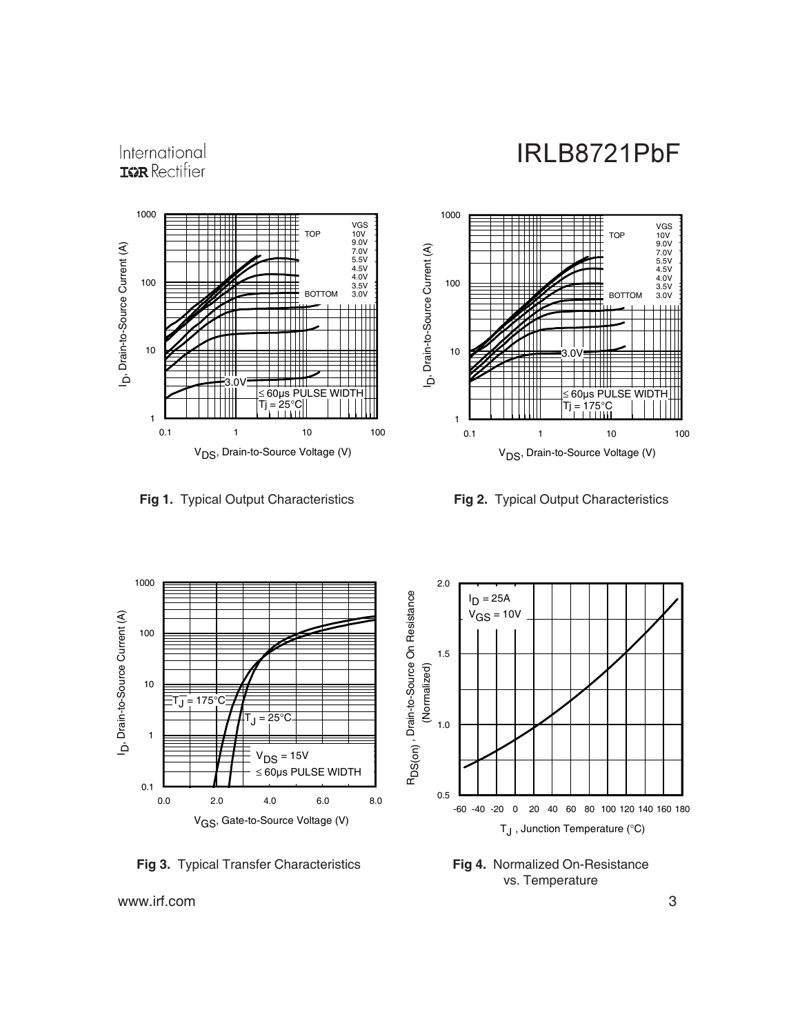**Fig 1.** Typical Output Characteristics

**Fig 2.** Typical Output Characteristics

**Fig 3.** Typical Transfer Characteristics

**Fig 4.** Normalized On-Resistance vs. Temperature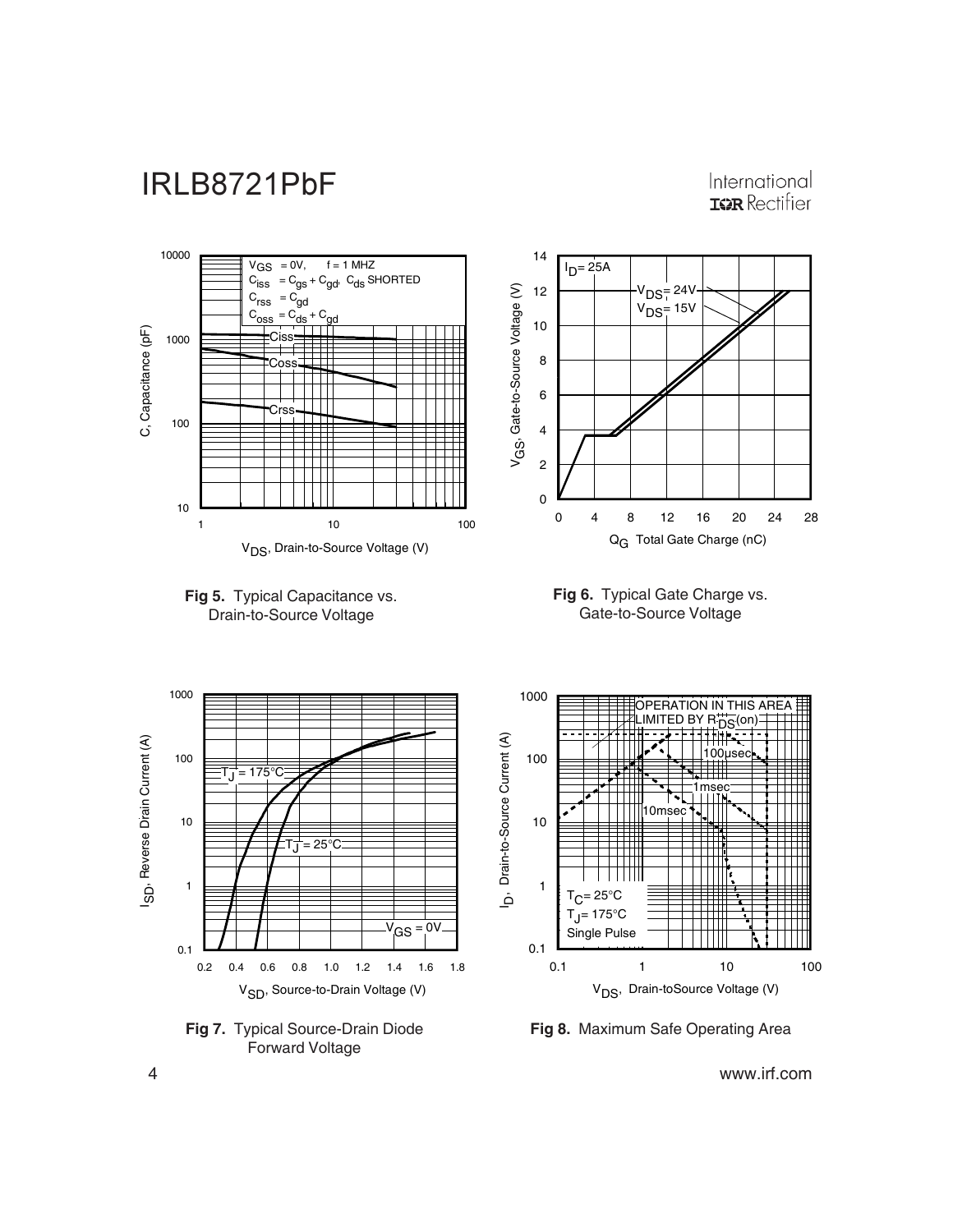**Fig 5.** Typical Capacitance vs. Drain-to-Source Voltage

**Fig 6.** Typical Gate Charge vs. Gate-to-Source Voltage

**Fig 7.** Typical Source-Drain Diode Forward Voltage

**Fig 8.** Maximum Safe Operating Area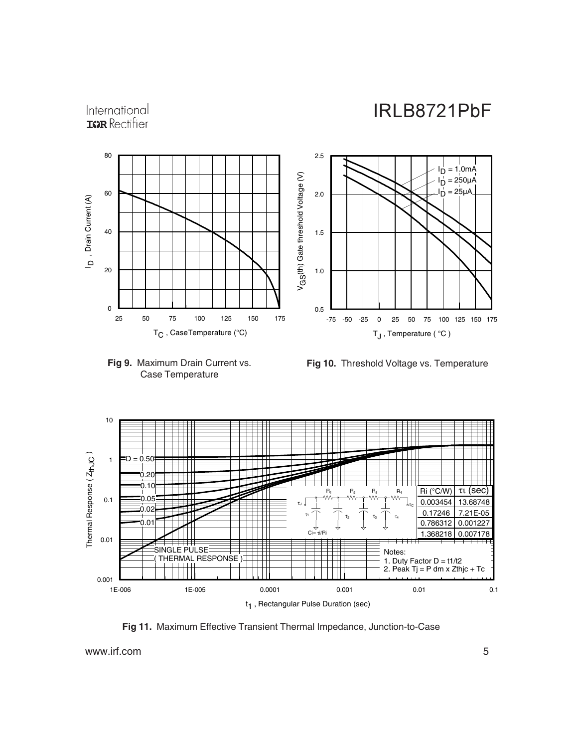**Fig 9.** Maximum Drain Current vs. Case Temperature

**Fig 10.** Threshold Voltage vs. Temperature

| Ri (°C/W) | τi (sec) |
|---|---|
| 0.003454 | 13.68748 |
| 0.17246 | 7.21E-05 |
| 0.786312 | 0.001227 |
| 1.368218 | 0.007178 |

$C_i = \tau_i / R_i$

Notes:
1. Duty Factor D = t1/t2
2. Peak Tj = P dm x Zthjc + Tc

**Fig 11.** Maximum Effective Transient Thermal Impedance, Junction-to-Case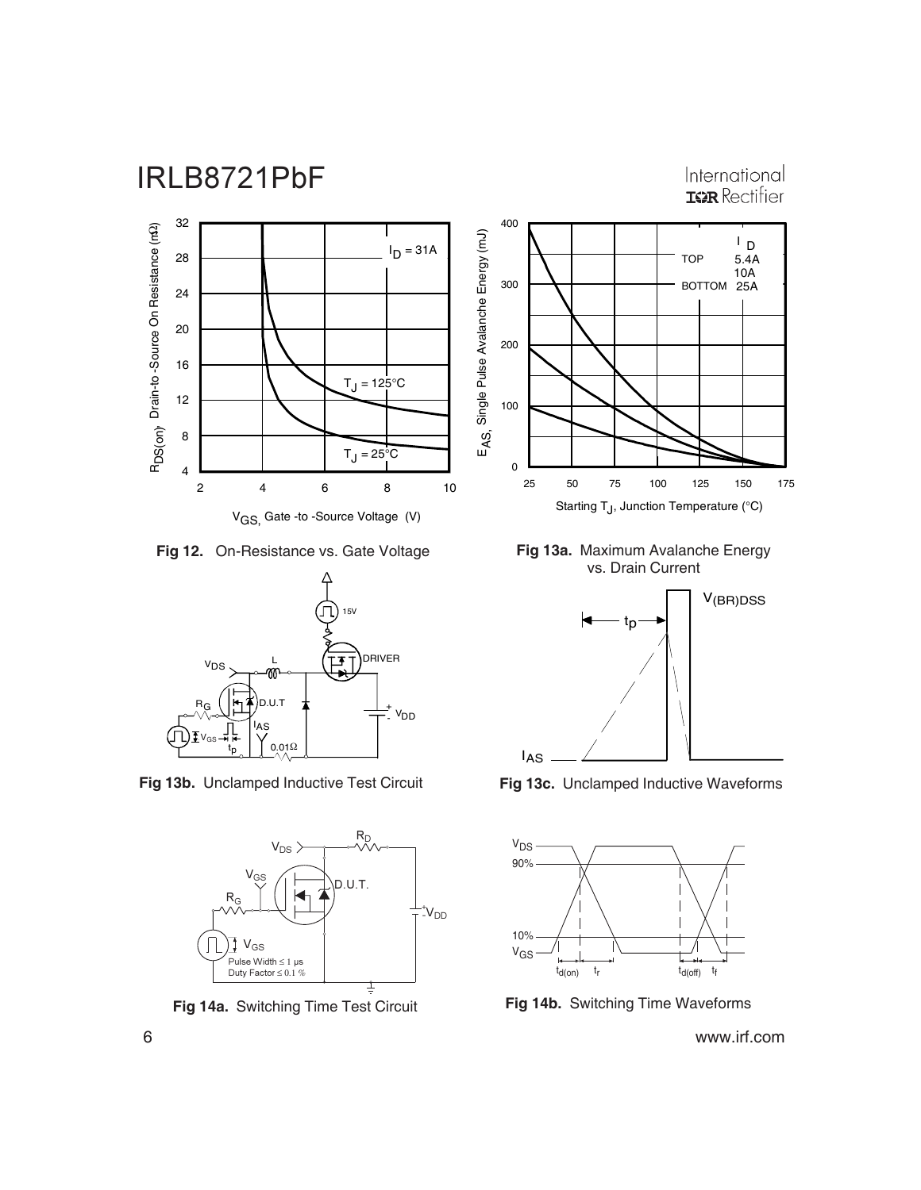**Fig 12.** On-Resistance vs. Gate Voltage

**Fig 13a.** Maximum Avalanche Energy vs. Drain Current

**Fig 13b.** Unclamped Inductive Test Circuit

**Fig 13c.** Unclamped Inductive Waveforms

**Fig 14a.** Switching Time Test Circuit

**Fig 14b.** Switching Time Waveforms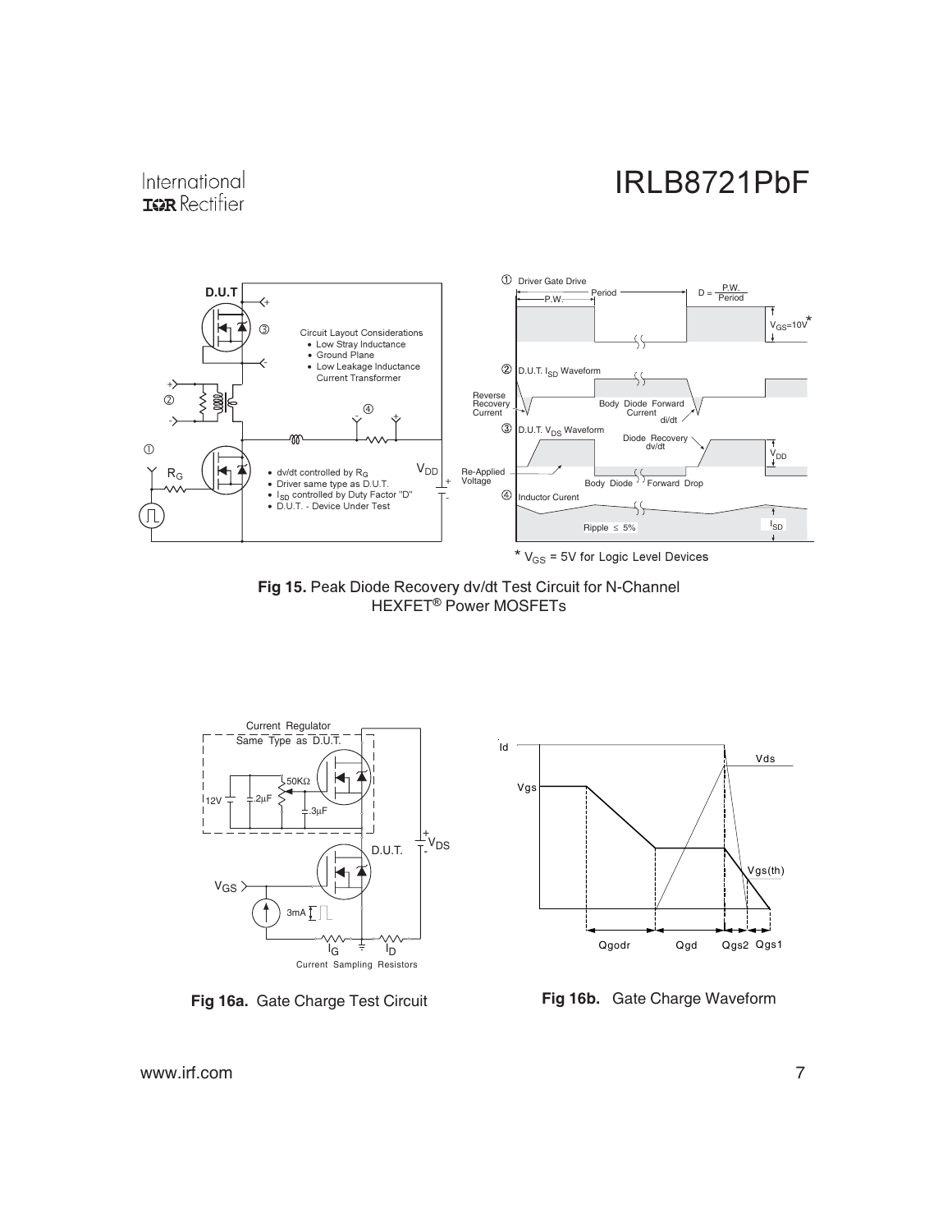D.U.T

Circuit Layout Considerations
- Low Stray Inductance
- Ground Plane
- Low Leakage Inductance Current Transformer

- dv/dt controlled by $R_G$
- Driver same type as D.U.T.
- $I_{SD}$ controlled by Duty Factor "D"
- D.U.T. - Device Under Test

① Driver Gate Drive

P.W. Period $D = \frac{P.W.}{Period}$

$V_{GS}$=10V*

② D.U.T. $I_{SD}$ Waveform

Reverse Recovery Current

Body Diode Forward Current di/dt

③ D.U.T. $V_{DS}$ Waveform

Diode Recovery dv/dt

$V_{DD}$

Re-Applied Voltage

Body Diode Forward Drop

④ Inductor Curent

Ripple ≤ 5%

$I_{SD}$

* $V_{GS}$ = 5V for Logic Level Devices

**Fig 15.** Peak Diode Recovery dv/dt Test Circuit for N-Channel HEXFET® Power MOSFETs

Current Regulator
Same Type as D.U.T.

12V .2µF 50KΩ .3µF

D.U.T. $V_{DS}$

$V_{GS}$

3mA

$I_G$ $I_D$

Current Sampling Resistors

**Fig 16a.** Gate Charge Test Circuit

Id Vds Vgs Vgs(th)

Qgodr Qgd Qgs2 Qgs1

**Fig 16b.** Gate Charge Waveform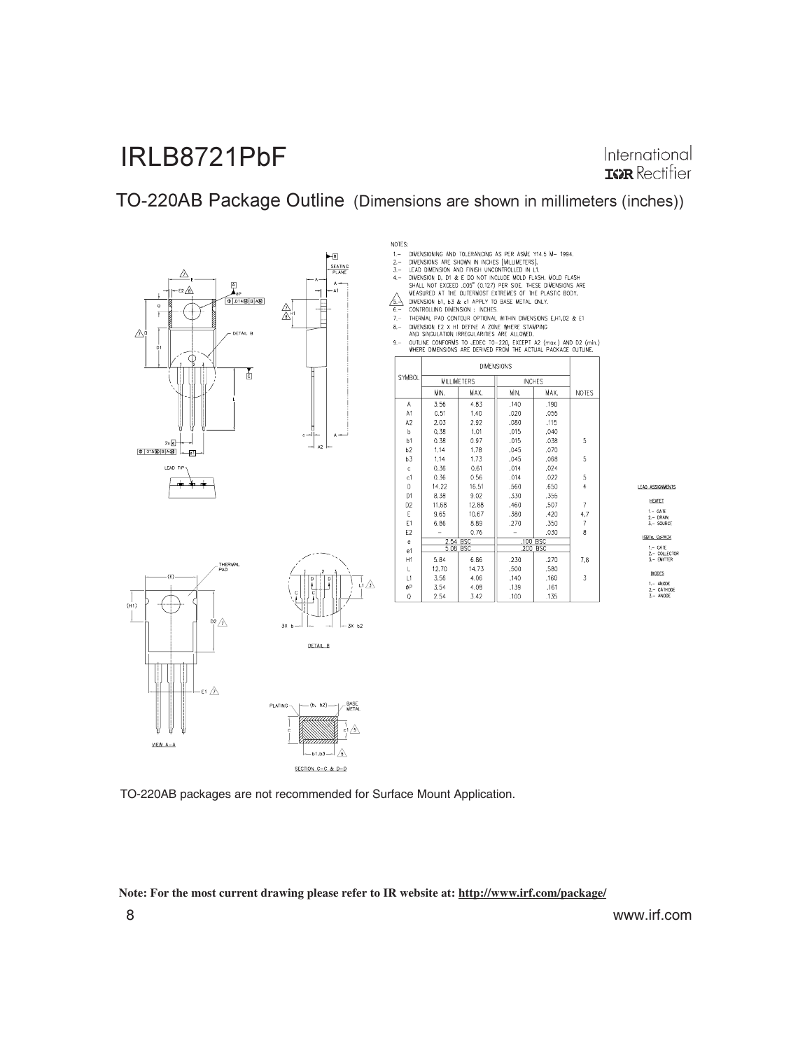## TO-220AB Package Outline (Dimensions are shown in millimeters (inches))

NOTES:

1.– DIMENSIONING AND TOLERANCING AS PER ASME Y14.5 M– 1994.
2.– DIMENSIONS ARE SHOWN IN INCHES [MILLIMETERS].
3.– LEAD DIMENSION AND FINISH UNCONTROLLED IN L1.
4.– DIMENSION D, D1 & E DO NOT INCLUDE MOLD FLASH. MOLD FLASH SHALL NOT EXCEED .005" (0.127) PER SIDE. THESE DIMENSIONS ARE MEASURED AT THE OUTERMOST EXTREMES OF THE PLASTIC BODY.
5.– DIMENSION b1, b3 & c1 APPLY TO BASE METAL ONLY.
6.– CONTROLLING DIMENSION : INCHES.
7.– THERMAL PAD CONTOUR OPTIONAL WITHIN DIMENSIONS E,H1,D2 & E1
8.– DIMENSION E2 X H1 DEFINE A ZONE WHERE STAMPING AND SINGULATION IRREGULARITIES ARE ALLOWED.
9.– OUTLINE CONFORMS TO JEDEC TO-220, EXCEPT A2 (max.) AND D2 (min.) WHERE DIMENSIONS ARE DERIVED FROM THE ACTUAL PACKAGE OUTLINE.

| SYMBOL | DIMENSIONS | | | | NOTES |
|---|---|---|---|---|---|
| | MILLIMETERS | | INCHES | | |
| | MIN. | MAX. | MIN. | MAX. | |
| A | 3.56 | 4.83 | .140 | .190 | |
| A1 | 0.51 | 1.40 | .020 | .055 | |
| A2 | 2.03 | 2.92 | .080 | .115 | |
| b | 0.38 | 1.01 | .015 | .040 | |
| b1 | 0.38 | 0.97 | .015 | .038 | 5 |
| b2 | 1.14 | 1.78 | .045 | .070 | |
| b3 | 1.14 | 1.73 | .045 | .068 | 5 |
| c | 0.36 | 0.61 | .014 | .024 | |
| c1 | 0.36 | 0.56 | .014 | .022 | 5 |
| D | 14.22 | 16.51 | .560 | .650 | 4 |
| D1 | 8.38 | 9.02 | .330 | .355 | |
| D2 | 11.68 | 12.88 | .460 | .507 | 7 |
| E | 9.65 | 10.67 | .380 | .420 | 4,7 |
| E1 | 6.86 | 8.89 | .270 | .350 | 7 |
| E2 | – | 0.76 | – | .030 | 8 |
| e | 2.54 BSC | | .100 BSC | | |
| e1 | 5.08 BSC | | .200 BSC | | |
| H1 | 5.84 | 6.86 | .230 | .270 | 7,8 |
| L | 12.70 | 14.73 | .500 | .580 | |
| L1 | 3.56 | 4.06 | .140 | .160 | 3 |
| ØP | 3.54 | 4.08 | .139 | .161 | |
| Q | 2.54 | 3.42 | .100 | .135 | |

LEAD ASSIGNMENTS

HEXFET
1.– GATE
2.– DRAIN
3.– SOURCE

IGBTs, CoPACK
1.– GATE
2.– COLLECTOR
3.– EMITTER

DIODES
1.– ANODE
2.– CATHODE
3.– ANODE

TO-220AB packages are not recommended for Surface Mount Application.

**Note: For the most current drawing please refer to IR website at: http://www.irf.com/package/**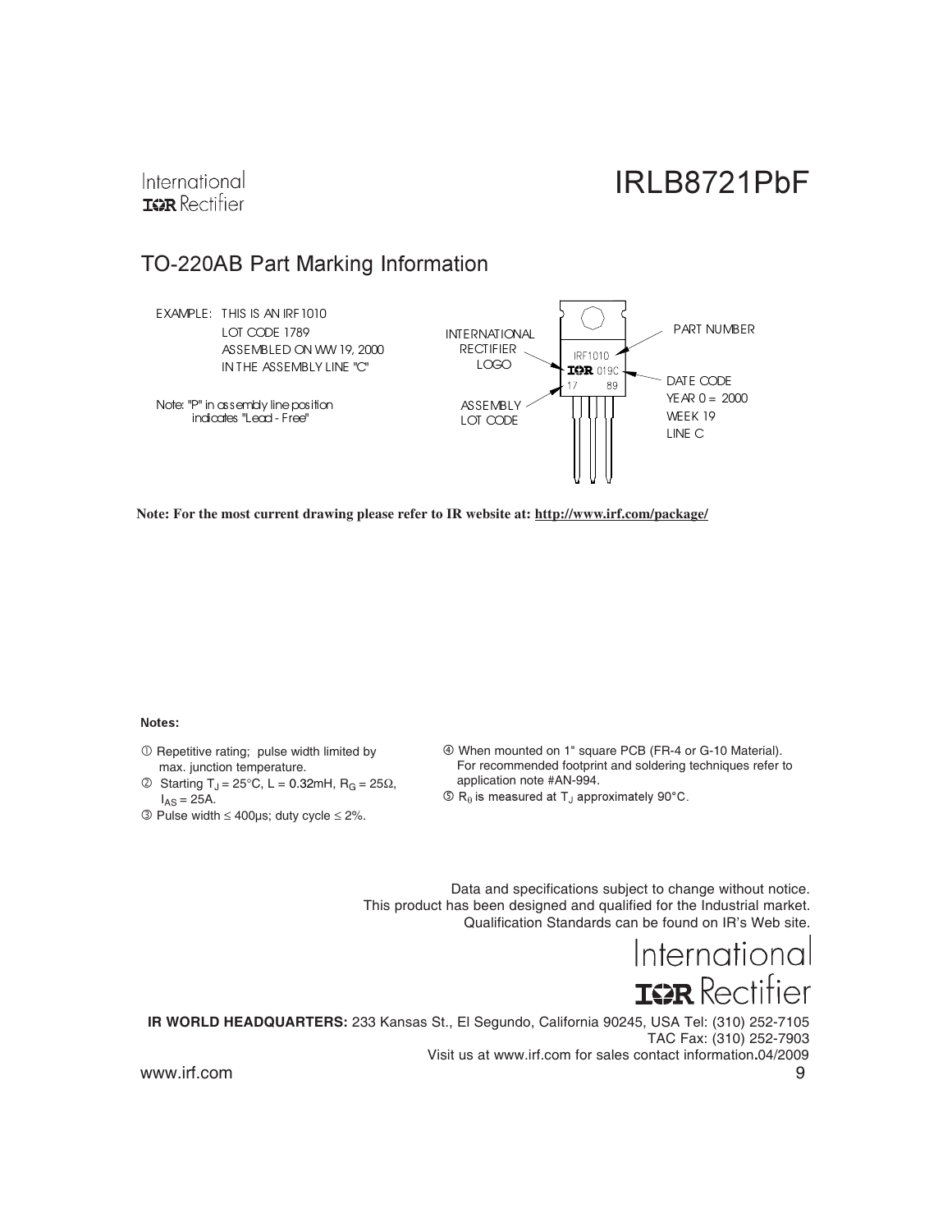## TO-220AB Part Marking Information

EXAMPLE: THIS IS AN IRF1010
LOT CODE 1789
ASSEMBLED ON WW 19, 2000
IN THE ASSEMBLY LINE "C"

Note: "P" in assembly line position indicates "Lead - Free"

INTERNATIONAL RECTIFIER LOGO

ASSEMBLY LOT CODE

PART NUMBER

DATE CODE
YEAR 0 = 2000
WEEK 19
LINE C

IRF1010
IOR 019C
17 89

**Note: For the most current drawing please refer to IR website at: http://www.irf.com/package/**

**Notes:**

① Repetitive rating; pulse width limited by max. junction temperature.

② Starting $T_J$ = 25°C, L = 0.32mH, $R_G$ = 25Ω, $I_{AS}$ = 25A.

③ Pulse width ≤ 400μs; duty cycle ≤ 2%.

④ When mounted on 1" square PCB (FR-4 or G-10 Material). For recommended footprint and soldering techniques refer to application note #AN-994.

⑤ $R_\theta$ is measured at $T_J$ approximately 90°C.

Data and specifications subject to change without notice.
This product has been designed and qualified for the Industrial market.
Qualification Standards can be found on IR's Web site.

International
IOR Rectifier

**IR WORLD HEADQUARTERS:** 233 Kansas St., El Segundo, California 90245, USA Tel: (310) 252-7105
TAC Fax: (310) 252-7903
Visit us at www.irf.com for sales contact information.04/2009